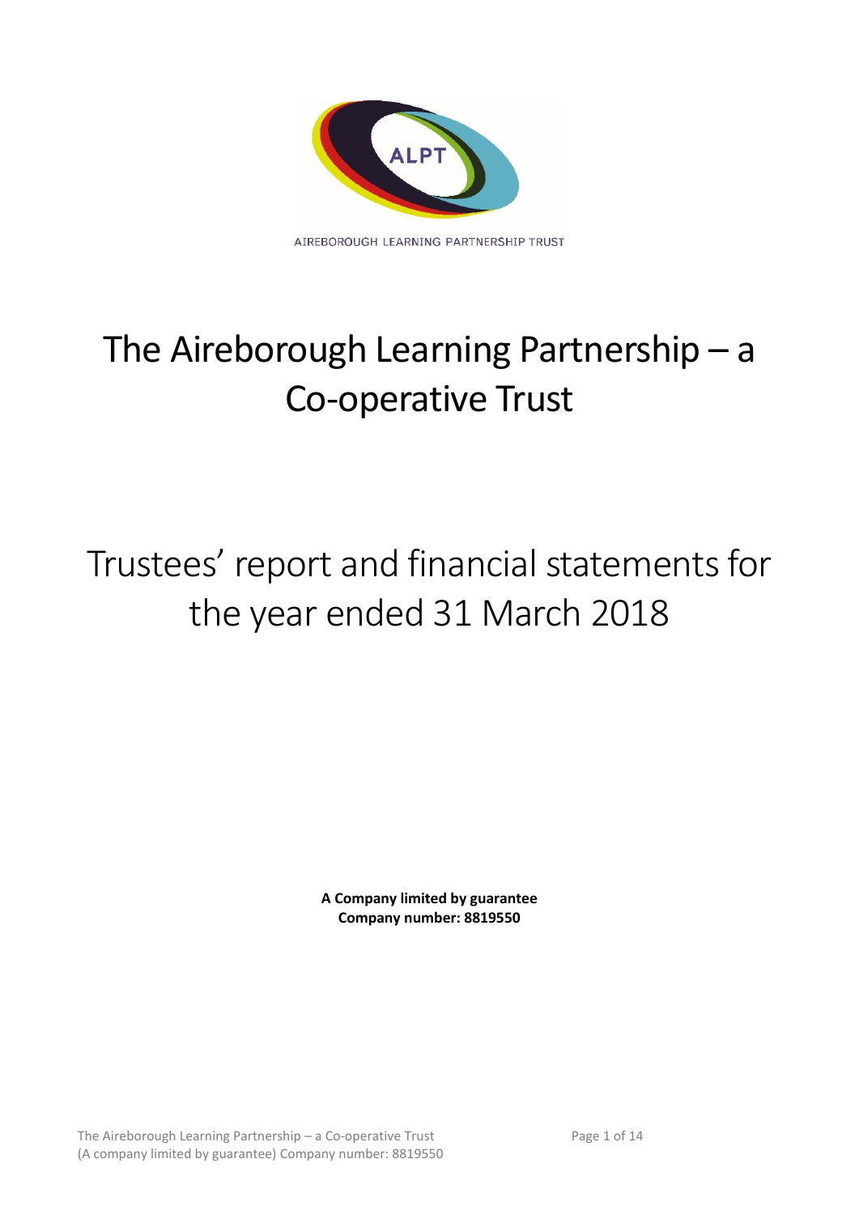ALPT

AIREBOROUGH LEARNING PARTNERSHIP TRUST

# The Aireborough Learning Partnership – a Co-operative Trust

# Trustees' report and financial statements for the year ended 31 March 2018

**A Company limited by guarantee**
**Company number: 8819550**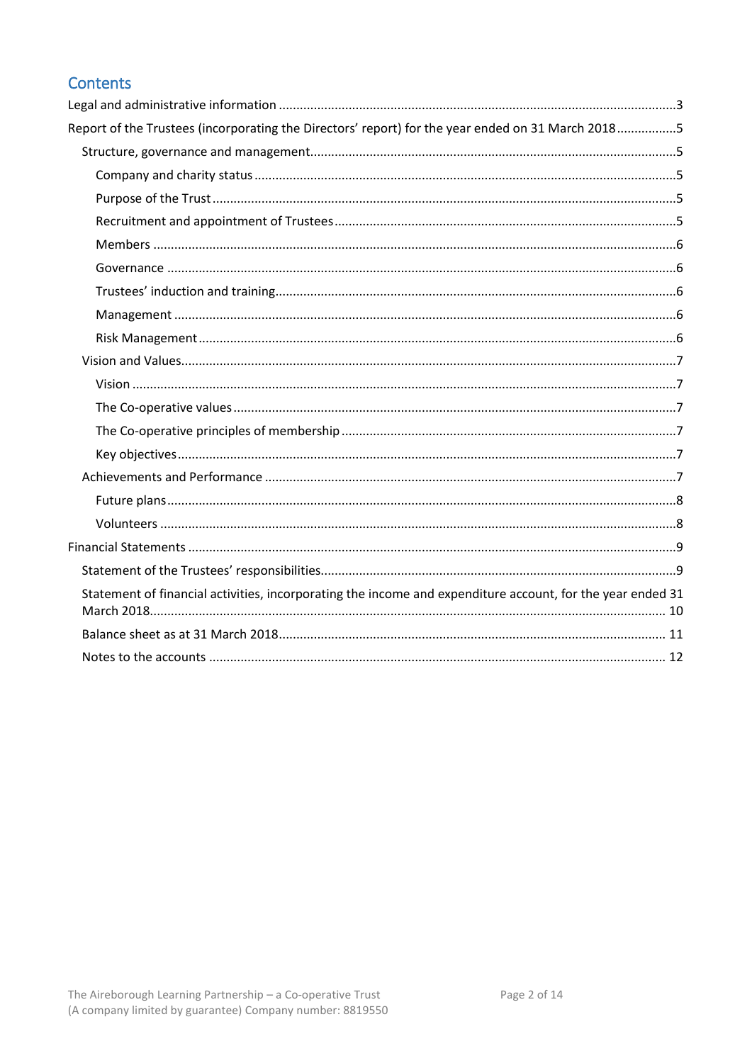## Contents

Legal and administrative information ....... 3

Report of the Trustees (incorporating the Directors' report) for the year ended on 31 March 2018 ....... 5

- Structure, governance and management ....... 5
  - Company and charity status ....... 5
  - Purpose of the Trust ....... 5
  - Recruitment and appointment of Trustees ....... 5
  - Members ....... 6
  - Governance ....... 6
  - Trustees' induction and training ....... 6
  - Management ....... 6
  - Risk Management ....... 6
- Vision and Values ....... 7
  - Vision ....... 7
  - The Co-operative values ....... 7
  - The Co-operative principles of membership ....... 7
  - Key objectives ....... 7
- Achievements and Performance ....... 7
  - Future plans ....... 8
  - Volunteers ....... 8

Financial Statements ....... 9

- Statement of the Trustees' responsibilities ....... 9
- Statement of financial activities, incorporating the income and expenditure account, for the year ended 31 March 2018 ....... 10
- Balance sheet as at 31 March 2018 ....... 11
- Notes to the accounts ....... 12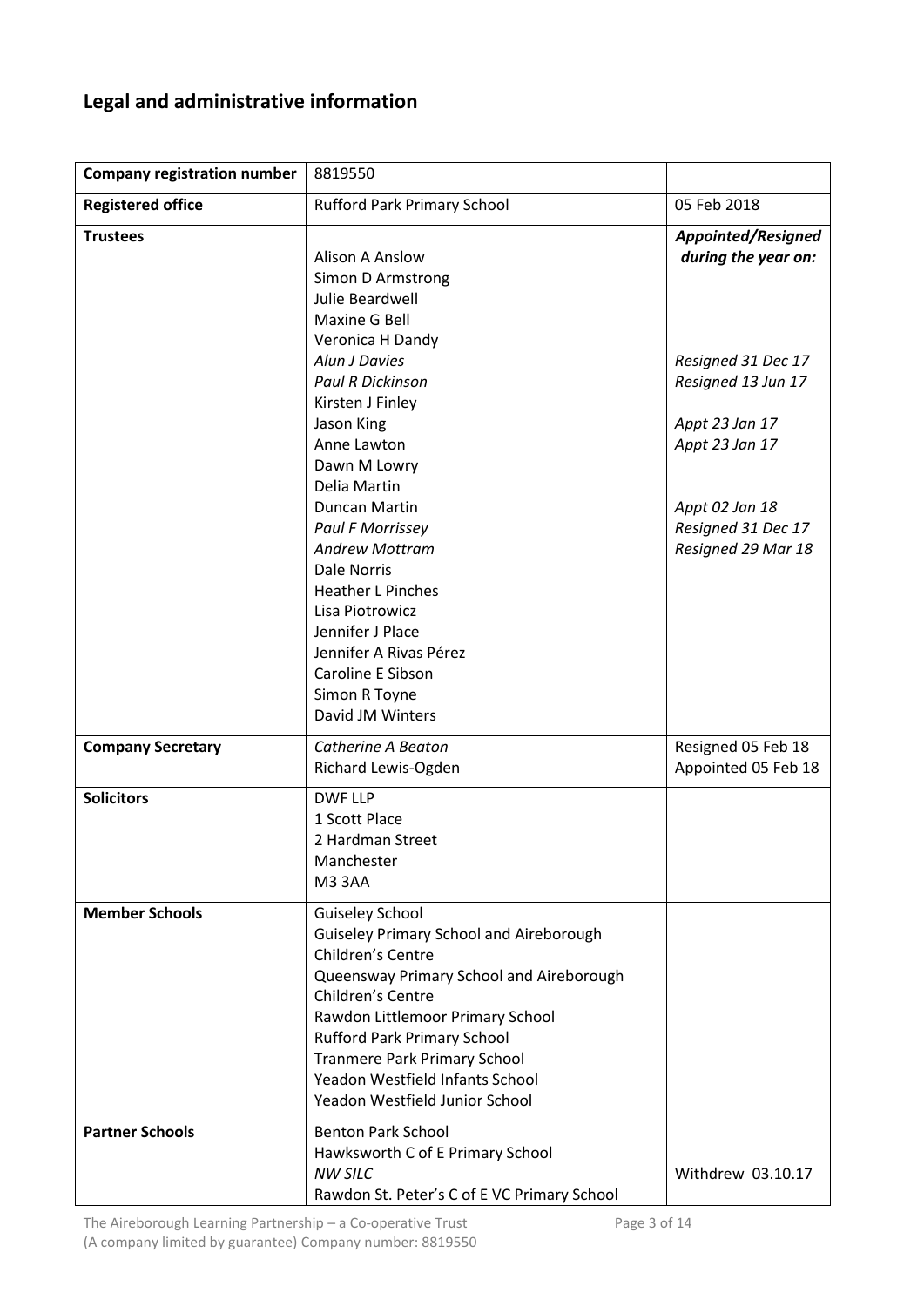## Legal and administrative information

| | | |
|---|---|---|
| **Company registration number** | 8819550 | |
| **Registered office** | Rufford Park Primary School | 05 Feb 2018 |
| **Trustees** | | ***Appointed/Resigned during the year on:*** |
| | Alison A Anslow | |
| | Simon D Armstrong | |
| | Julie Beardwell | |
| | Maxine G Bell | |
| | Veronica H Dandy | |
| | *Alun J Davies* | *Resigned 31 Dec 17* |
| | *Paul R Dickinson* | *Resigned 13 Jun 17* |
| | Kirsten J Finley | |
| | Jason King | *Appt 23 Jan 17* |
| | Anne Lawton | *Appt 23 Jan 17* |
| | Dawn M Lowry | |
| | Delia Martin | |
| | Duncan Martin | *Appt 02 Jan 18* |
| | *Paul F Morrissey* | *Resigned 31 Dec 17* |
| | *Andrew Mottram* | *Resigned 29 Mar 18* |
| | Dale Norris | |
| | Heather L Pinches | |
| | Lisa Piotrowicz | |
| | Jennifer J Place | |
| | Jennifer A Rivas Pérez | |
| | Caroline E Sibson | |
| | Simon R Toyne | |
| | David JM Winters | |
| **Company Secretary** | *Catherine A Beaton* | Resigned 05 Feb 18 |
| | Richard Lewis-Ogden | Appointed 05 Feb 18 |
| **Solicitors** | DWF LLP<br>1 Scott Place<br>2 Hardman Street<br>Manchester<br>M3 3AA | |
| **Member Schools** | Guiseley School<br>Guiseley Primary School and Aireborough Children's Centre<br>Queensway Primary School and Aireborough Children's Centre<br>Rawdon Littlemoor Primary School<br>Rufford Park Primary School<br>Tranmere Park Primary School<br>Yeadon Westfield Infants School<br>Yeadon Westfield Junior School | |
| **Partner Schools** | Benton Park School | |
| | Hawksworth C of E Primary School | |
| | *NW SILC* | Withdrew 03.10.17 |
| | Rawdon St. Peter's C of E VC Primary School | |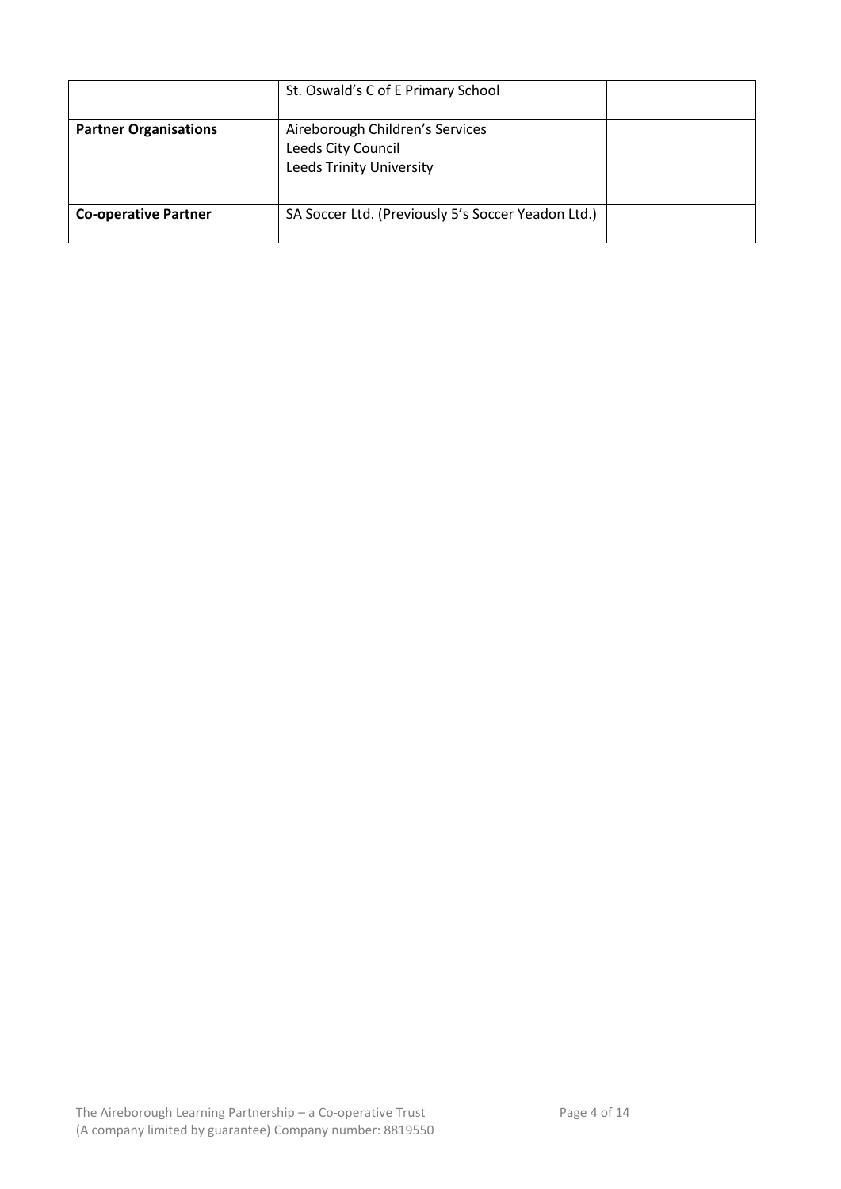| | | |
|---|---|---|
| | St. Oswald's C of E Primary School | |
| **Partner Organisations** | Aireborough Children's Services<br>Leeds City Council<br>Leeds Trinity University | |
| **Co-operative Partner** | SA Soccer Ltd. (Previously 5's Soccer Yeadon Ltd.) | |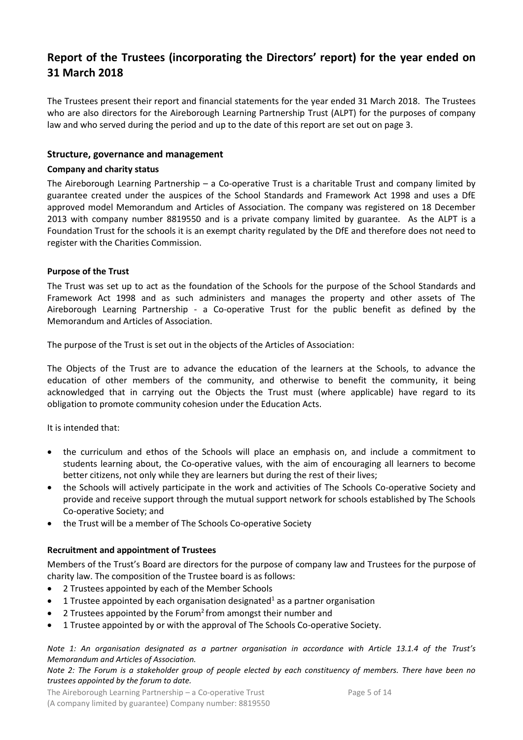# Report of the Trustees (incorporating the Directors' report) for the year ended on 31 March 2018

The Trustees present their report and financial statements for the year ended 31 March 2018. The Trustees who are also directors for the Aireborough Learning Partnership Trust (ALPT) for the purposes of company law and who served during the period and up to the date of this report are set out on page 3.

## Structure, governance and management

### Company and charity status

The Aireborough Learning Partnership – a Co-operative Trust is a charitable Trust and company limited by guarantee created under the auspices of the School Standards and Framework Act 1998 and uses a DfE approved model Memorandum and Articles of Association. The company was registered on 18 December 2013 with company number 8819550 and is a private company limited by guarantee. As the ALPT is a Foundation Trust for the schools it is an exempt charity regulated by the DfE and therefore does not need to register with the Charities Commission.

### Purpose of the Trust

The Trust was set up to act as the foundation of the Schools for the purpose of the School Standards and Framework Act 1998 and as such administers and manages the property and other assets of The Aireborough Learning Partnership - a Co-operative Trust for the public benefit as defined by the Memorandum and Articles of Association.

The purpose of the Trust is set out in the objects of the Articles of Association:

The Objects of the Trust are to advance the education of the learners at the Schools, to advance the education of other members of the community, and otherwise to benefit the community, it being acknowledged that in carrying out the Objects the Trust must (where applicable) have regard to its obligation to promote community cohesion under the Education Acts.

It is intended that:

- the curriculum and ethos of the Schools will place an emphasis on, and include a commitment to students learning about, the Co-operative values, with the aim of encouraging all learners to become better citizens, not only while they are learners but during the rest of their lives;
- the Schools will actively participate in the work and activities of The Schools Co-operative Society and provide and receive support through the mutual support network for schools established by The Schools Co-operative Society; and
- the Trust will be a member of The Schools Co-operative Society

### Recruitment and appointment of Trustees

Members of the Trust's Board are directors for the purpose of company law and Trustees for the purpose of charity law. The composition of the Trustee board is as follows:

- 2 Trustees appointed by each of the Member Schools
- 1 Trustee appointed by each organisation designated[1] as a partner organisation
- 2 Trustees appointed by the Forum[2] from amongst their number and
- 1 Trustee appointed by or with the approval of The Schools Co-operative Society.

*Note 1: An organisation designated as a partner organisation in accordance with Article 13.1.4 of the Trust's Memorandum and Articles of Association.*

*Note 2: The Forum is a stakeholder group of people elected by each constituency of members. There have been no trustees appointed by the forum to date.*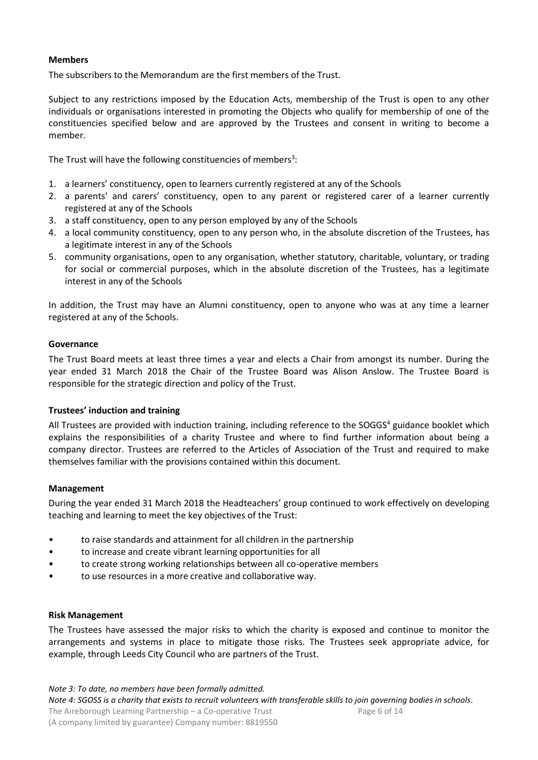**Members**

The subscribers to the Memorandum are the first members of the Trust.

Subject to any restrictions imposed by the Education Acts, membership of the Trust is open to any other individuals or organisations interested in promoting the Objects who qualify for membership of one of the constituencies specified below and are approved by the Trustees and consent in writing to become a member.

The Trust will have the following constituencies of members[3]:

1. a learners' constituency, open to learners currently registered at any of the Schools
2. a parents' and carers' constituency, open to any parent or registered carer of a learner currently registered at any of the Schools
3. a staff constituency, open to any person employed by any of the Schools
4. a local community constituency, open to any person who, in the absolute discretion of the Trustees, has a legitimate interest in any of the Schools
5. community organisations, open to any organisation, whether statutory, charitable, voluntary, or trading for social or commercial purposes, which in the absolute discretion of the Trustees, has a legitimate interest in any of the Schools

In addition, the Trust may have an Alumni constituency, open to anyone who was at any time a learner registered at any of the Schools.

**Governance**

The Trust Board meets at least three times a year and elects a Chair from amongst its number. During the year ended 31 March 2018 the Chair of the Trustee Board was Alison Anslow. The Trustee Board is responsible for the strategic direction and policy of the Trust.

**Trustees' induction and training**

All Trustees are provided with induction training, including reference to the SOGGS[4] guidance booklet which explains the responsibilities of a charity Trustee and where to find further information about being a company director. Trustees are referred to the Articles of Association of the Trust and required to make themselves familiar with the provisions contained within this document.

**Management**

During the year ended 31 March 2018 the Headteachers' group continued to work effectively on developing teaching and learning to meet the key objectives of the Trust:

- to raise standards and attainment for all children in the partnership
- to increase and create vibrant learning opportunities for all
- to create strong working relationships between all co-operative members
- to use resources in a more creative and collaborative way.

**Risk Management**

The Trustees have assessed the major risks to which the charity is exposed and continue to monitor the arrangements and systems in place to mitigate those risks. The Trustees seek appropriate advice, for example, through Leeds City Council who are partners of the Trust.

*Note 3: To date, no members have been formally admitted.*

*Note 4: SGOSS is a charity that exists to recruit volunteers with transferable skills to join governing bodies in schools.*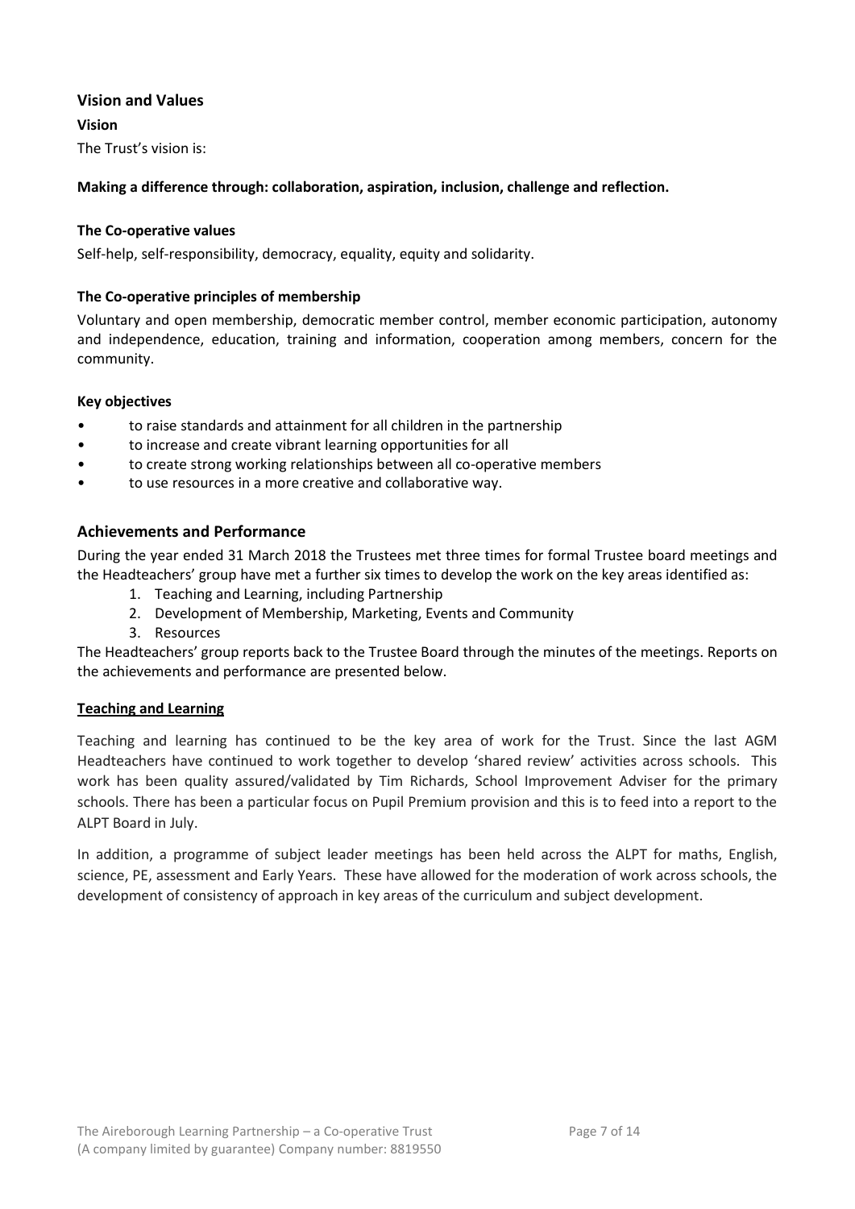## Vision and Values

### Vision

The Trust's vision is:

**Making a difference through: collaboration, aspiration, inclusion, challenge and reflection.**

### The Co-operative values

Self-help, self-responsibility, democracy, equality, equity and solidarity.

### The Co-operative principles of membership

Voluntary and open membership, democratic member control, member economic participation, autonomy and independence, education, training and information, cooperation among members, concern for the community.

### Key objectives

- to raise standards and attainment for all children in the partnership
- to increase and create vibrant learning opportunities for all
- to create strong working relationships between all co-operative members
- to use resources in a more creative and collaborative way.

## Achievements and Performance

During the year ended 31 March 2018 the Trustees met three times for formal Trustee board meetings and the Headteachers' group have met a further six times to develop the work on the key areas identified as:

1. Teaching and Learning, including Partnership
2. Development of Membership, Marketing, Events and Community
3. Resources

The Headteachers' group reports back to the Trustee Board through the minutes of the meetings. Reports on the achievements and performance are presented below.

### Teaching and Learning

Teaching and learning has continued to be the key area of work for the Trust. Since the last AGM Headteachers have continued to work together to develop 'shared review' activities across schools. This work has been quality assured/validated by Tim Richards, School Improvement Adviser for the primary schools. There has been a particular focus on Pupil Premium provision and this is to feed into a report to the ALPT Board in July.

In addition, a programme of subject leader meetings has been held across the ALPT for maths, English, science, PE, assessment and Early Years. These have allowed for the moderation of work across schools, the development of consistency of approach in key areas of the curriculum and subject development.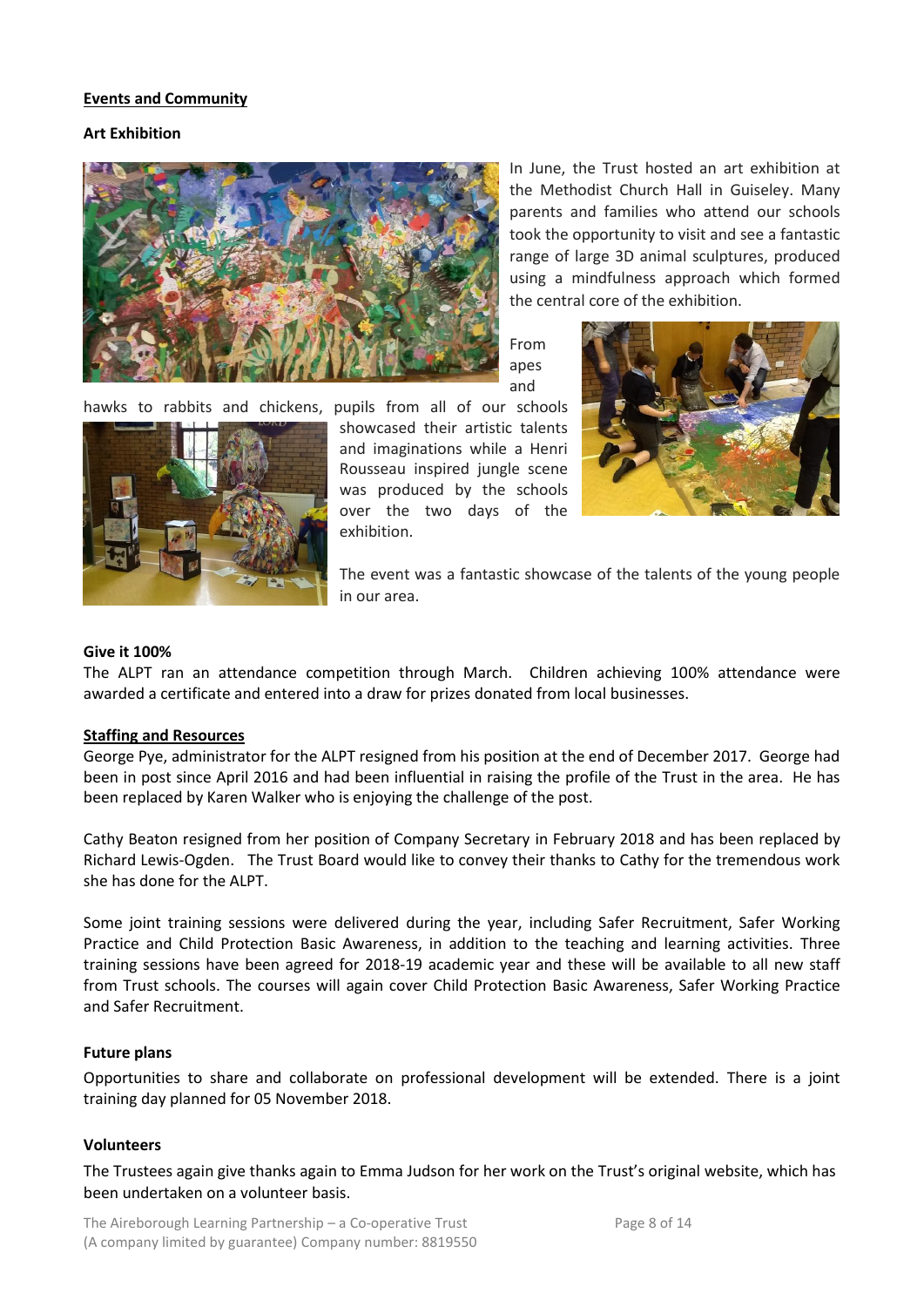**Events and Community**

**Art Exhibition**

In June, the Trust hosted an art exhibition at the Methodist Church Hall in Guiseley. Many parents and families who attend our schools took the opportunity to visit and see a fantastic range of large 3D animal sculptures, produced using a mindfulness approach which formed the central core of the exhibition.

From apes and hawks to rabbits and chickens, pupils from all of our schools showcased their artistic talents and imaginations while a Henri Rousseau inspired jungle scene was produced by the schools over the two days of the exhibition.

The event was a fantastic showcase of the talents of the young people in our area.

**Give it 100%**

The ALPT ran an attendance competition through March. Children achieving 100% attendance were awarded a certificate and entered into a draw for prizes donated from local businesses.

**Staffing and Resources**

George Pye, administrator for the ALPT resigned from his position at the end of December 2017. George had been in post since April 2016 and had been influential in raising the profile of the Trust in the area. He has been replaced by Karen Walker who is enjoying the challenge of the post.

Cathy Beaton resigned from her position of Company Secretary in February 2018 and has been replaced by Richard Lewis-Ogden. The Trust Board would like to convey their thanks to Cathy for the tremendous work she has done for the ALPT.

Some joint training sessions were delivered during the year, including Safer Recruitment, Safer Working Practice and Child Protection Basic Awareness, in addition to the teaching and learning activities. Three training sessions have been agreed for 2018-19 academic year and these will be available to all new staff from Trust schools. The courses will again cover Child Protection Basic Awareness, Safer Working Practice and Safer Recruitment.

**Future plans**

Opportunities to share and collaborate on professional development will be extended. There is a joint training day planned for 05 November 2018.

**Volunteers**

The Trustees again give thanks again to Emma Judson for her work on the Trust's original website, which has been undertaken on a volunteer basis.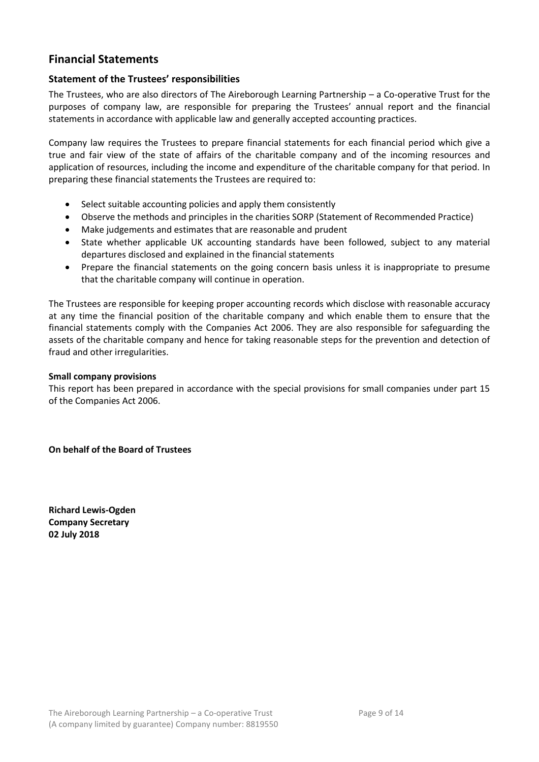## Financial Statements

### Statement of the Trustees' responsibilities

The Trustees, who are also directors of The Aireborough Learning Partnership – a Co-operative Trust for the purposes of company law, are responsible for preparing the Trustees' annual report and the financial statements in accordance with applicable law and generally accepted accounting practices.

Company law requires the Trustees to prepare financial statements for each financial period which give a true and fair view of the state of affairs of the charitable company and of the incoming resources and application of resources, including the income and expenditure of the charitable company for that period. In preparing these financial statements the Trustees are required to:

- Select suitable accounting policies and apply them consistently
- Observe the methods and principles in the charities SORP (Statement of Recommended Practice)
- Make judgements and estimates that are reasonable and prudent
- State whether applicable UK accounting standards have been followed, subject to any material departures disclosed and explained in the financial statements
- Prepare the financial statements on the going concern basis unless it is inappropriate to presume that the charitable company will continue in operation.

The Trustees are responsible for keeping proper accounting records which disclose with reasonable accuracy at any time the financial position of the charitable company and which enable them to ensure that the financial statements comply with the Companies Act 2006. They are also responsible for safeguarding the assets of the charitable company and hence for taking reasonable steps for the prevention and detection of fraud and other irregularities.

**Small company provisions**

This report has been prepared in accordance with the special provisions for small companies under part 15 of the Companies Act 2006.

**On behalf of the Board of Trustees**

**Richard Lewis-Ogden**
**Company Secretary**
**02 July 2018**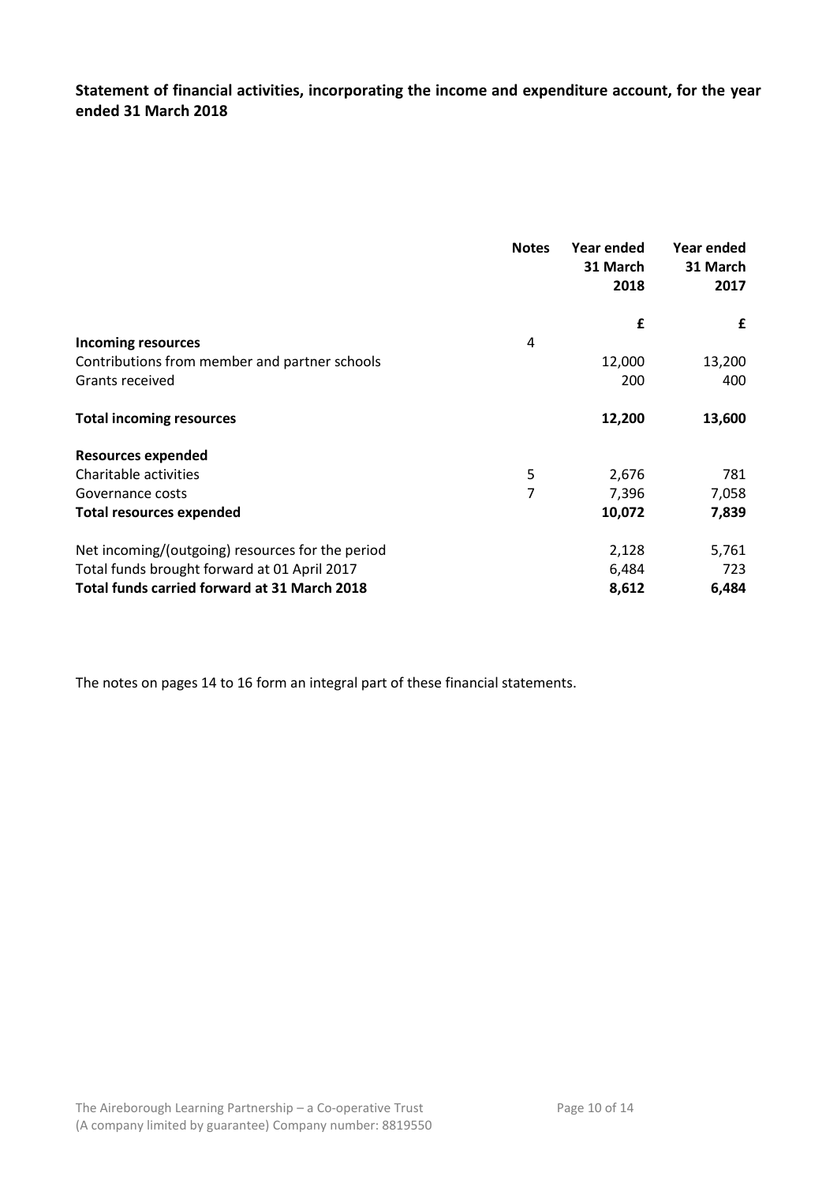## Statement of financial activities, incorporating the income and expenditure account, for the year ended 31 March 2018

| | Notes | Year ended 31 March 2018 | Year ended 31 March 2017 |
|---|---|---|---|
| | | £ | £ |
| **Incoming resources** | 4 | | |
| Contributions from member and partner schools | | 12,000 | 13,200 |
| Grants received | | 200 | 400 |
| **Total incoming resources** | | **12,200** | **13,600** |
| **Resources expended** | | | |
| Charitable activities | 5 | 2,676 | 781 |
| Governance costs | 7 | 7,396 | 7,058 |
| **Total resources expended** | | **10,072** | **7,839** |
| Net incoming/(outgoing) resources for the period | | 2,128 | 5,761 |
| Total funds brought forward at 01 April 2017 | | 6,484 | 723 |
| **Total funds carried forward at 31 March 2018** | | **8,612** | **6,484** |

The notes on pages 14 to 16 form an integral part of these financial statements.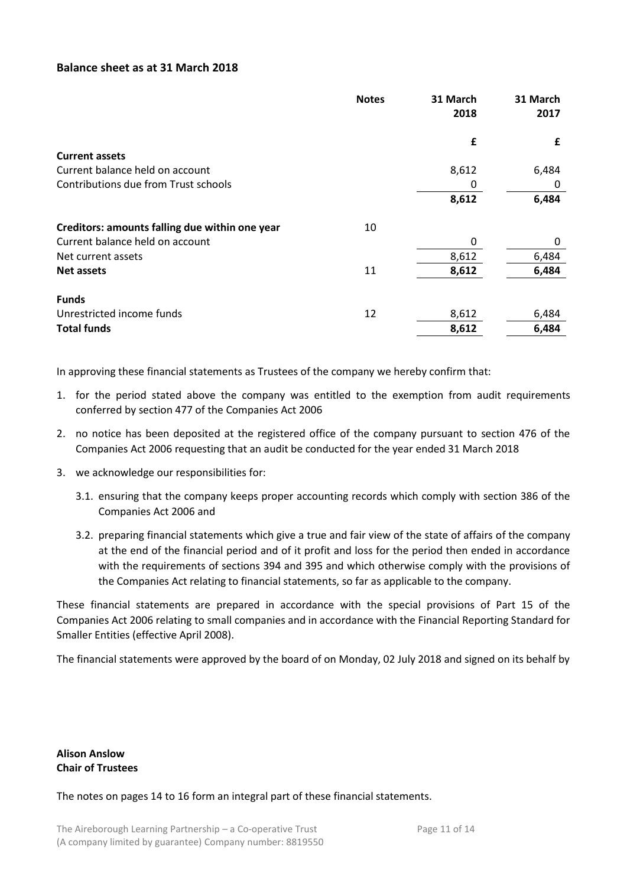## Balance sheet as at 31 March 2018

| | Notes | 31 March 2018 | 31 March 2017 |
|---|---|---|---|
| | | £ | £ |
| **Current assets** | | | |
| Current balance held on account | | 8,612 | 6,484 |
| Contributions due from Trust schools | | 0 | 0 |
| | | **8,612** | **6,484** |
| **Creditors: amounts falling due within one year** | 10 | | |
| Current balance held on account | | 0 | 0 |
| Net current assets | | 8,612 | 6,484 |
| **Net assets** | 11 | **8,612** | **6,484** |
| **Funds** | | | |
| Unrestricted income funds | 12 | 8,612 | 6,484 |
| **Total funds** | | **8,612** | **6,484** |

In approving these financial statements as Trustees of the company we hereby confirm that:

1. for the period stated above the company was entitled to the exemption from audit requirements conferred by section 477 of the Companies Act 2006
2. no notice has been deposited at the registered office of the company pursuant to section 476 of the Companies Act 2006 requesting that an audit be conducted for the year ended 31 March 2018
3. we acknowledge our responsibilities for:
   - 3.1. ensuring that the company keeps proper accounting records which comply with section 386 of the Companies Act 2006 and
   - 3.2. preparing financial statements which give a true and fair view of the state of affairs of the company at the end of the financial period and of it profit and loss for the period then ended in accordance with the requirements of sections 394 and 395 and which otherwise comply with the provisions of the Companies Act relating to financial statements, so far as applicable to the company.

These financial statements are prepared in accordance with the special provisions of Part 15 of the Companies Act 2006 relating to small companies and in accordance with the Financial Reporting Standard for Smaller Entities (effective April 2008).

The financial statements were approved by the board of on Monday, 02 July 2018 and signed on its behalf by

**Alison Anslow**
**Chair of Trustees**

The notes on pages 14 to 16 form an integral part of these financial statements.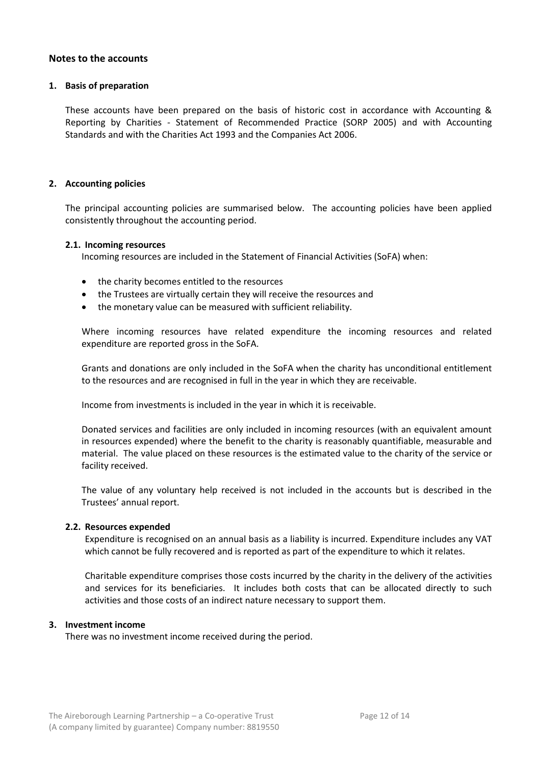## Notes to the accounts

### 1. Basis of preparation

These accounts have been prepared on the basis of historic cost in accordance with Accounting & Reporting by Charities - Statement of Recommended Practice (SORP 2005) and with Accounting Standards and with the Charities Act 1993 and the Companies Act 2006.

### 2. Accounting policies

The principal accounting policies are summarised below. The accounting policies have been applied consistently throughout the accounting period.

#### 2.1. Incoming resources

Incoming resources are included in the Statement of Financial Activities (SoFA) when:

- the charity becomes entitled to the resources
- the Trustees are virtually certain they will receive the resources and
- the monetary value can be measured with sufficient reliability.

Where incoming resources have related expenditure the incoming resources and related expenditure are reported gross in the SoFA.

Grants and donations are only included in the SoFA when the charity has unconditional entitlement to the resources and are recognised in full in the year in which they are receivable.

Income from investments is included in the year in which it is receivable.

Donated services and facilities are only included in incoming resources (with an equivalent amount in resources expended) where the benefit to the charity is reasonably quantifiable, measurable and material. The value placed on these resources is the estimated value to the charity of the service or facility received.

The value of any voluntary help received is not included in the accounts but is described in the Trustees' annual report.

#### 2.2. Resources expended

Expenditure is recognised on an annual basis as a liability is incurred. Expenditure includes any VAT which cannot be fully recovered and is reported as part of the expenditure to which it relates.

Charitable expenditure comprises those costs incurred by the charity in the delivery of the activities and services for its beneficiaries. It includes both costs that can be allocated directly to such activities and those costs of an indirect nature necessary to support them.

### 3. Investment income

There was no investment income received during the period.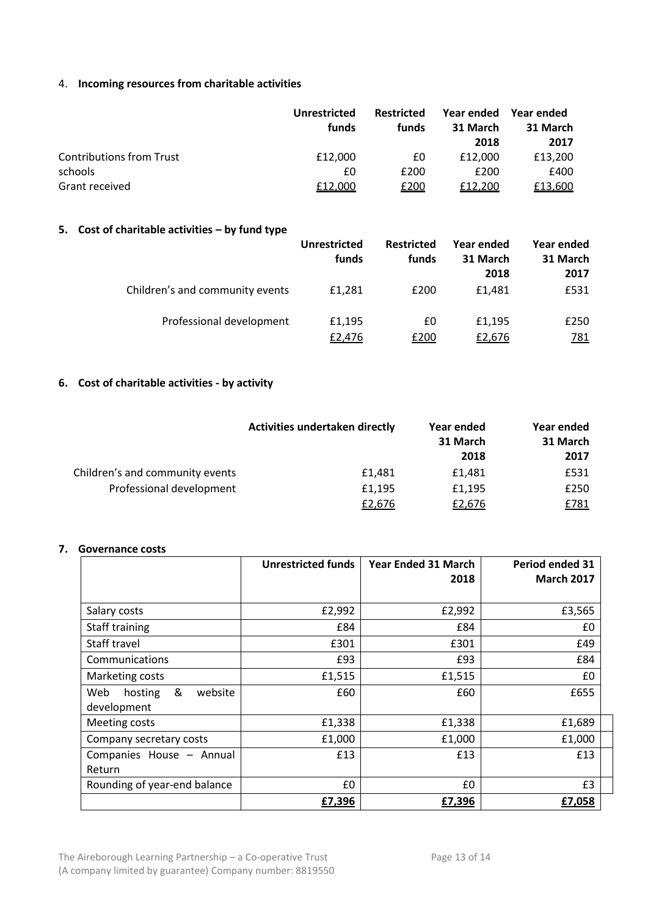## 4. Incoming resources from charitable activities

| | Unrestricted funds | Restricted funds | Year ended 31 March 2018 | Year ended 31 March 2017 |
|---|---|---|---|---|
| Contributions from Trust | £12,000 | £0 | £12,000 | £13,200 |
| schools | £0 | £200 | £200 | £400 |
| Grant received | £12,000 | £200 | £12,200 | £13,600 |

## 5. Cost of charitable activities – by fund type

| | Unrestricted funds | Restricted funds | Year ended 31 March 2018 | Year ended 31 March 2017 |
|---|---|---|---|---|
| Children's and community events | £1,281 | £200 | £1,481 | £531 |
| Professional development | £1,195 | £0 | £1,195 | £250 |
| | £2,476 | £200 | £2,676 | 781 |

## 6. Cost of charitable activities - by activity

| | Activities undertaken directly | Year ended 31 March 2018 | Year ended 31 March 2017 |
|---|---|---|---|
| Children's and community events | £1,481 | £1,481 | £531 |
| Professional development | £1,195 | £1,195 | £250 |
| | £2,676 | £2,676 | £781 |

## 7. Governance costs

| | Unrestricted funds | Year Ended 31 March 2018 | Period ended 31 March 2017 |
|---|---|---|---|
| Salary costs | £2,992 | £2,992 | £3,565 |
| Staff training | £84 | £84 | £0 |
| Staff travel | £301 | £301 | £49 |
| Communications | £93 | £93 | £84 |
| Marketing costs | £1,515 | £1,515 | £0 |
| Web hosting & website development | £60 | £60 | £655 |
| Meeting costs | £1,338 | £1,338 | £1,689 |
| Company secretary costs | £1,000 | £1,000 | £1,000 |
| Companies House – Annual Return | £13 | £13 | £13 |
| Rounding of year-end balance | £0 | £0 | £3 |
| | **£7,396** | **£7,396** | **£7,058** |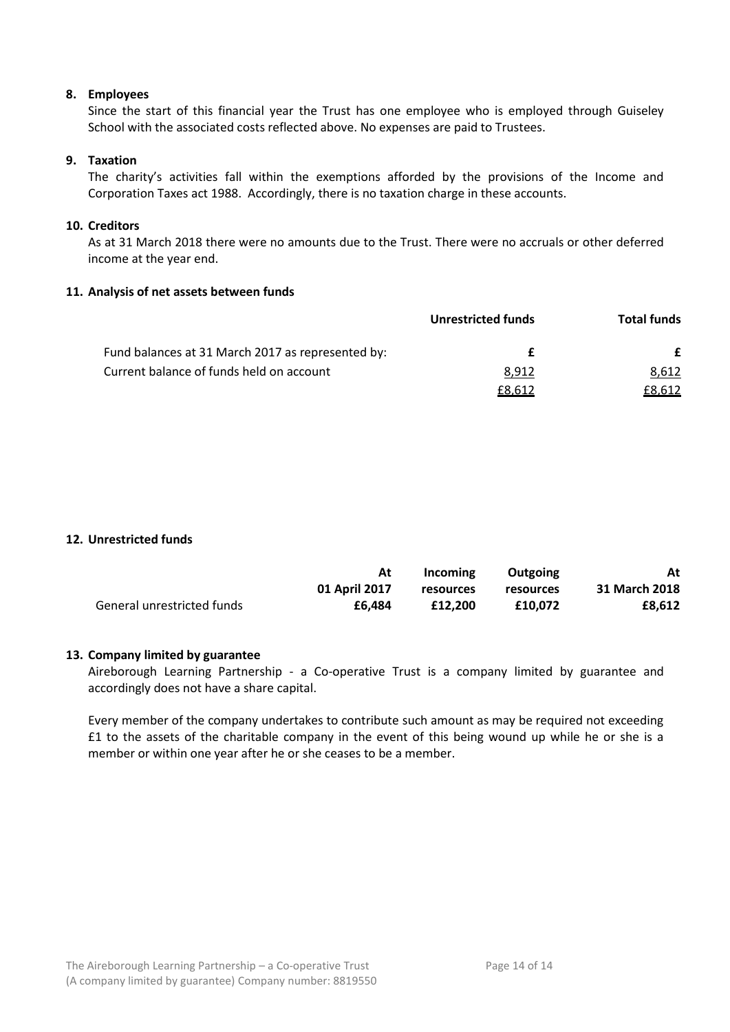**8. Employees**

Since the start of this financial year the Trust has one employee who is employed through Guiseley School with the associated costs reflected above. No expenses are paid to Trustees.

**9. Taxation**

The charity's activities fall within the exemptions afforded by the provisions of the Income and Corporation Taxes act 1988. Accordingly, there is no taxation charge in these accounts.

**10. Creditors**

As at 31 March 2018 there were no amounts due to the Trust. There were no accruals or other deferred income at the year end.

**11. Analysis of net assets between funds**

| | Unrestricted funds | Total funds |
|---|---|---|
| Fund balances at 31 March 2017 as represented by: | £ | £ |
| Current balance of funds held on account | 8,912 | 8,612 |
| | £8,612 | £8,612 |

**12. Unrestricted funds**

| | At 01 April 2017 | Incoming resources | Outgoing resources | At 31 March 2018 |
|---|---|---|---|---|
| General unrestricted funds | £6,484 | £12,200 | £10,072 | £8,612 |

**13. Company limited by guarantee**

Aireborough Learning Partnership - a Co-operative Trust is a company limited by guarantee and accordingly does not have a share capital.

Every member of the company undertakes to contribute such amount as may be required not exceeding £1 to the assets of the charitable company in the event of this being wound up while he or she is a member or within one year after he or she ceases to be a member.